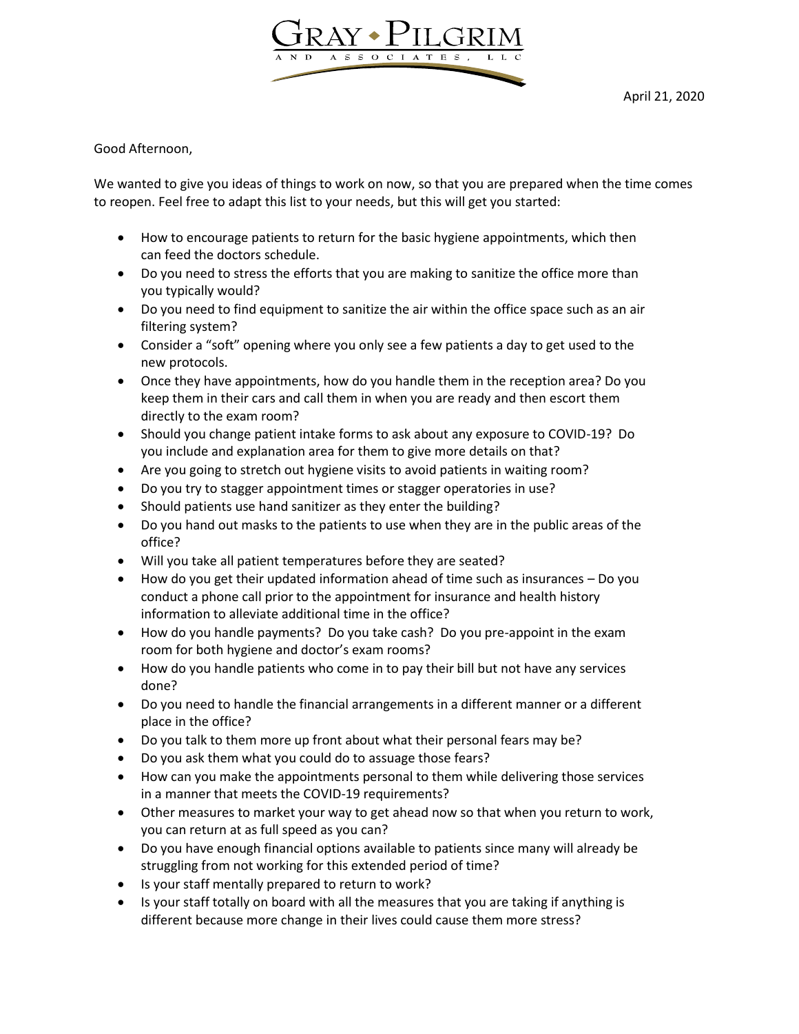**GRAY ◆ PILGRIM AND ASSOCIATES, LLC**

April 21, 2020

Good Afternoon,

We wanted to give you ideas of things to work on now, so that you are prepared when the time comes to reopen. Feel free to adapt this list to your needs, but this will get you started:

- How to encourage patients to return for the basic hygiene appointments, which then can feed the doctors schedule.
- Do you need to stress the efforts that you are making to sanitize the office more than you typically would?
- Do you need to find equipment to sanitize the air within the office space such as an air filtering system?
- Consider a "soft" opening where you only see a few patients a day to get used to the new protocols.
- Once they have appointments, how do you handle them in the reception area? Do you keep them in their cars and call them in when you are ready and then escort them directly to the exam room?
- Should you change patient intake forms to ask about any exposure to COVID-19? Do you include and explanation area for them to give more details on that?
- Are you going to stretch out hygiene visits to avoid patients in waiting room?
- Do you try to stagger appointment times or stagger operatories in use?
- Should patients use hand sanitizer as they enter the building?
- Do you hand out masks to the patients to use when they are in the public areas of the office?
- Will you take all patient temperatures before they are seated?
- How do you get their updated information ahead of time such as insurances – Do you conduct a phone call prior to the appointment for insurance and health history information to alleviate additional time in the office?
- How do you handle payments? Do you take cash? Do you pre-appoint in the exam room for both hygiene and doctor's exam rooms?
- How do you handle patients who come in to pay their bill but not have any services done?
- Do you need to handle the financial arrangements in a different manner or a different place in the office?
- Do you talk to them more up front about what their personal fears may be?
- Do you ask them what you could do to assuage those fears?
- How can you make the appointments personal to them while delivering those services in a manner that meets the COVID-19 requirements?
- Other measures to market your way to get ahead now so that when you return to work, you can return at as full speed as you can?
- Do you have enough financial options available to patients since many will already be struggling from not working for this extended period of time?
- Is your staff mentally prepared to return to work?
- Is your staff totally on board with all the measures that you are taking if anything is different because more change in their lives could cause them more stress?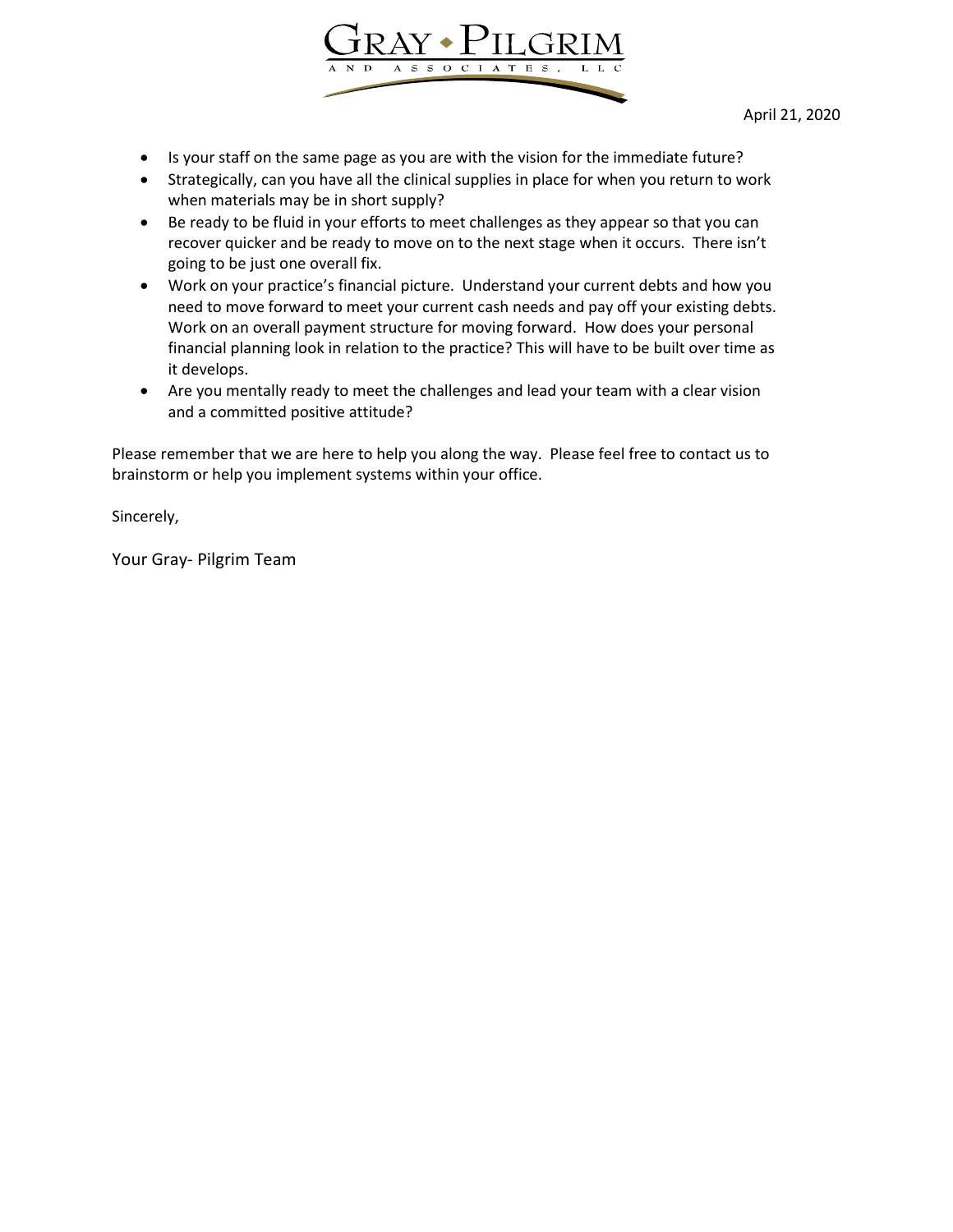- Is your staff on the same page as you are with the vision for the immediate future?
- Strategically, can you have all the clinical supplies in place for when you return to work when materials may be in short supply?
- Be ready to be fluid in your efforts to meet challenges as they appear so that you can recover quicker and be ready to move on to the next stage when it occurs. There isn't going to be just one overall fix.
- Work on your practice's financial picture. Understand your current debts and how you need to move forward to meet your current cash needs and pay off your existing debts. Work on an overall payment structure for moving forward. How does your personal financial planning look in relation to the practice? This will have to be built over time as it develops.
- Are you mentally ready to meet the challenges and lead your team with a clear vision and a committed positive attitude?

Please remember that we are here to help you along the way. Please feel free to contact us to brainstorm or help you implement systems within your office.

Sincerely,

Your Gray- Pilgrim Team